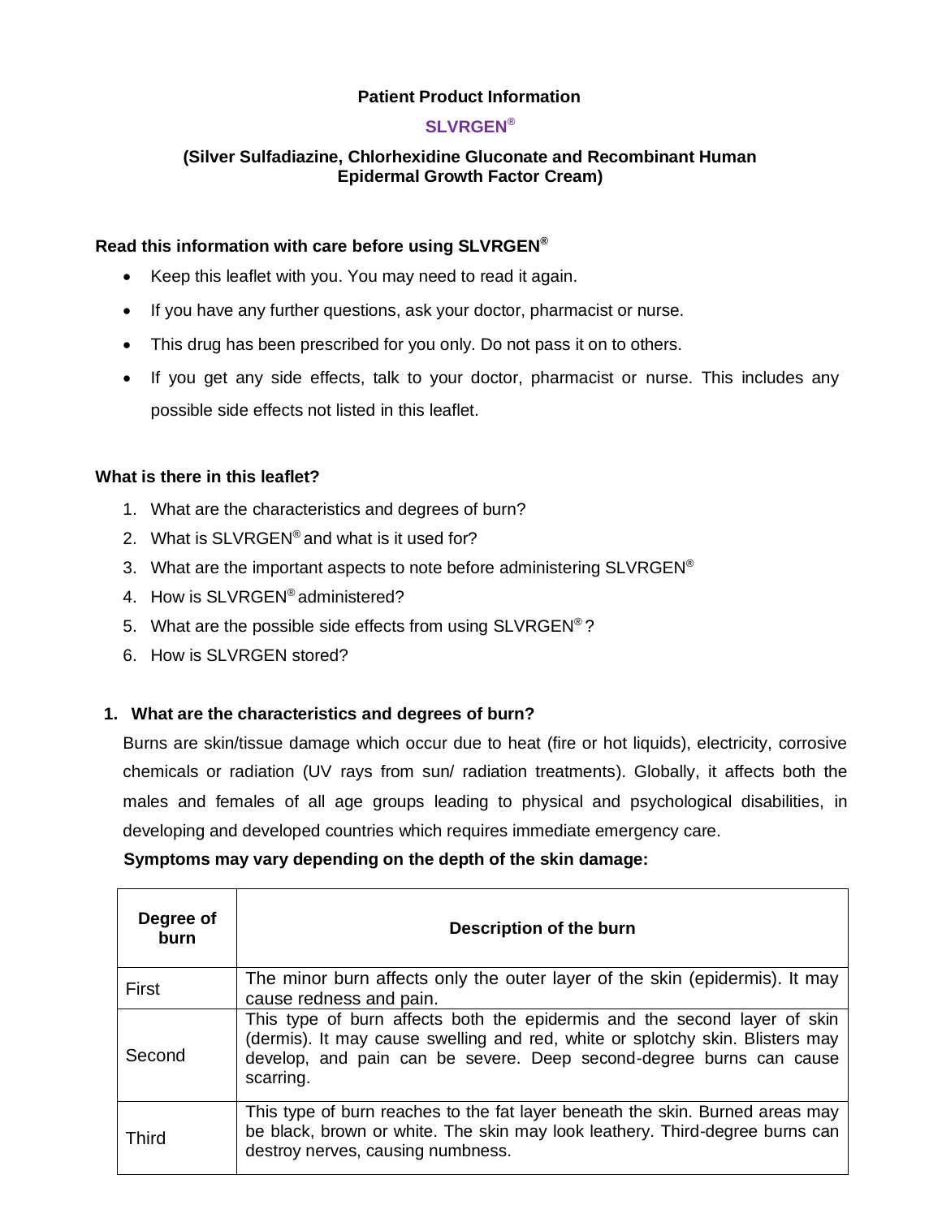# Patient Product Information

## SLVRGEN®

### (Silver Sulfadiazine, Chlorhexidine Gluconate and Recombinant Human Epidermal Growth Factor Cream)

**Read this information with care before using SLVRGEN®**

- Keep this leaflet with you. You may need to read it again.
- If you have any further questions, ask your doctor, pharmacist or nurse.
- This drug has been prescribed for you only. Do not pass it on to others.
- If you get any side effects, talk to your doctor, pharmacist or nurse. This includes any possible side effects not listed in this leaflet.

**What is there in this leaflet?**

1. What are the characteristics and degrees of burn?
2. What is SLVRGEN® and what is it used for?
3. What are the important aspects to note before administering SLVRGEN®
4. How is SLVRGEN® administered?
5. What are the possible side effects from using SLVRGEN®?
6. How is SLVRGEN stored?

## 1. What are the characteristics and degrees of burn?

Burns are skin/tissue damage which occur due to heat (fire or hot liquids), electricity, corrosive chemicals or radiation (UV rays from sun/ radiation treatments). Globally, it affects both the males and females of all age groups leading to physical and psychological disabilities, in developing and developed countries which requires immediate emergency care.

**Symptoms may vary depending on the depth of the skin damage:**

| Degree of burn | Description of the burn |
|---|---|
| First | The minor burn affects only the outer layer of the skin (epidermis). It may cause redness and pain. |
| Second | This type of burn affects both the epidermis and the second layer of skin (dermis). It may cause swelling and red, white or splotchy skin. Blisters may develop, and pain can be severe. Deep second-degree burns can cause scarring. |
| Third | This type of burn reaches to the fat layer beneath the skin. Burned areas may be black, brown or white. The skin may look leathery. Third-degree burns can destroy nerves, causing numbness. |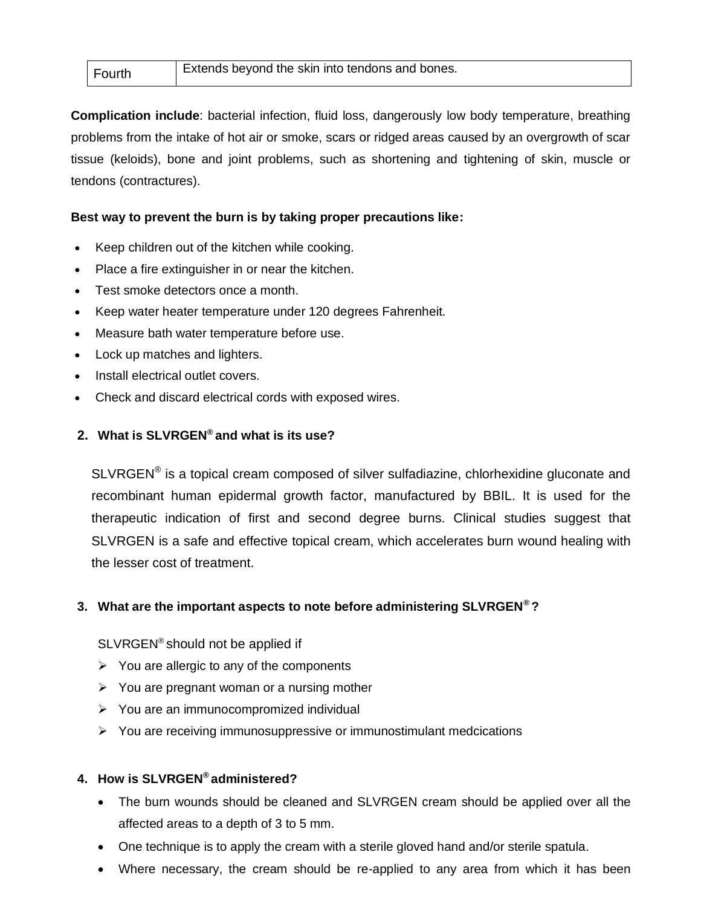| Fourth | Extends beyond the skin into tendons and bones. |
|---|---|

**Complication include**: bacterial infection, fluid loss, dangerously low body temperature, breathing problems from the intake of hot air or smoke, scars or ridged areas caused by an overgrowth of scar tissue (keloids), bone and joint problems, such as shortening and tightening of skin, muscle or tendons (contractures).

**Best way to prevent the burn is by taking proper precautions like:**

- Keep children out of the kitchen while cooking.
- Place a fire extinguisher in or near the kitchen.
- Test smoke detectors once a month.
- Keep water heater temperature under 120 degrees Fahrenheit.
- Measure bath water temperature before use.
- Lock up matches and lighters.
- Install electrical outlet covers.
- Check and discard electrical cords with exposed wires.

## 2. What is SLVRGEN® and what is its use?

SLVRGEN® is a topical cream composed of silver sulfadiazine, chlorhexidine gluconate and recombinant human epidermal growth factor, manufactured by BBIL. It is used for the therapeutic indication of first and second degree burns. Clinical studies suggest that SLVRGEN is a safe and effective topical cream, which accelerates burn wound healing with the lesser cost of treatment.

## 3. What are the important aspects to note before administering SLVRGEN® ?

SLVRGEN® should not be applied if

- You are allergic to any of the components
- You are pregnant woman or a nursing mother
- You are an immunocompromized individual
- You are receiving immunosuppressive or immunostimulant medcications

## 4. How is SLVRGEN® administered?

- The burn wounds should be cleaned and SLVRGEN cream should be applied over all the affected areas to a depth of 3 to 5 mm.
- One technique is to apply the cream with a sterile gloved hand and/or sterile spatula.
- Where necessary, the cream should be re-applied to any area from which it has been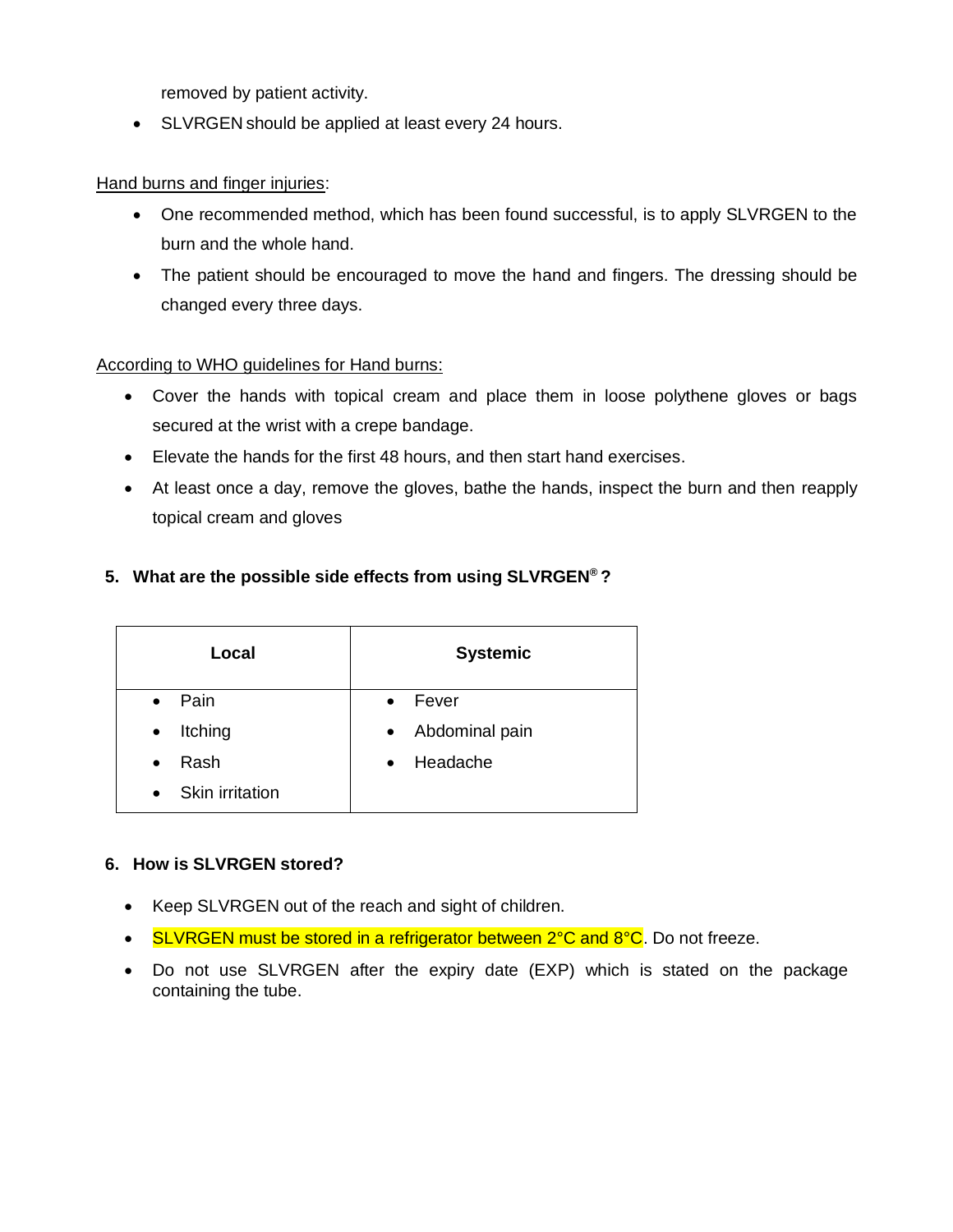removed by patient activity.

- SLVRGEN should be applied at least every 24 hours.

Hand burns and finger injuries:

- One recommended method, which has been found successful, is to apply SLVRGEN to the burn and the whole hand.
- The patient should be encouraged to move the hand and fingers. The dressing should be changed every three days.

According to WHO guidelines for Hand burns:

- Cover the hands with topical cream and place them in loose polythene gloves or bags secured at the wrist with a crepe bandage.
- Elevate the hands for the first 48 hours, and then start hand exercises.
- At least once a day, remove the gloves, bathe the hands, inspect the burn and then reapply topical cream and gloves

## 5. What are the possible side effects from using SLVRGEN® ?

| Local | Systemic |
|---|---|
| • Pain<br>• Itching<br>• Rash<br>• Skin irritation | • Fever<br>• Abdominal pain<br>• Headache |

## 6. How is SLVRGEN stored?

- Keep SLVRGEN out of the reach and sight of children.
- SLVRGEN must be stored in a refrigerator between 2°C and 8°C. Do not freeze.
- Do not use SLVRGEN after the expiry date (EXP) which is stated on the package containing the tube.